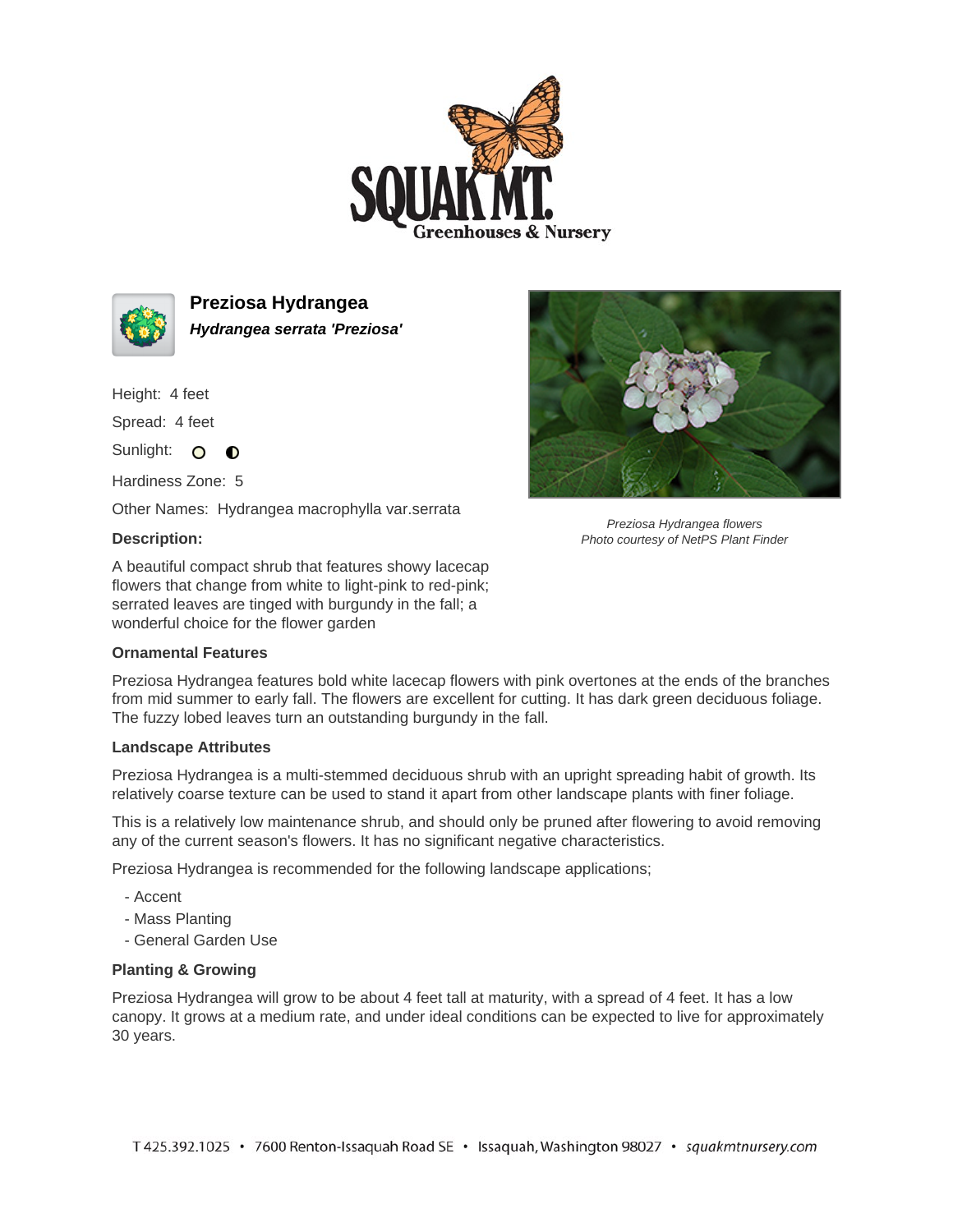# Preziosa Hydrangea

***Hydrangea serrata 'Preziosa'***

Height: 4 feet

Spread: 4 feet

Sunlight:

Hardiness Zone: 5

Other Names: Hydrangea macrophylla var.serrata

*Preziosa Hydrangea flowers*
*Photo courtesy of NetPS Plant Finder*

**Description:**

A beautiful compact shrub that features showy lacecap flowers that change from white to light-pink to red-pink; serrated leaves are tinged with burgundy in the fall; a wonderful choice for the flower garden

**Ornamental Features**

Preziosa Hydrangea features bold white lacecap flowers with pink overtones at the ends of the branches from mid summer to early fall. The flowers are excellent for cutting. It has dark green deciduous foliage. The fuzzy lobed leaves turn an outstanding burgundy in the fall.

**Landscape Attributes**

Preziosa Hydrangea is a multi-stemmed deciduous shrub with an upright spreading habit of growth. Its relatively coarse texture can be used to stand it apart from other landscape plants with finer foliage.

This is a relatively low maintenance shrub, and should only be pruned after flowering to avoid removing any of the current season's flowers. It has no significant negative characteristics.

Preziosa Hydrangea is recommended for the following landscape applications;

- Accent
- Mass Planting
- General Garden Use

**Planting & Growing**

Preziosa Hydrangea will grow to be about 4 feet tall at maturity, with a spread of 4 feet. It has a low canopy. It grows at a medium rate, and under ideal conditions can be expected to live for approximately 30 years.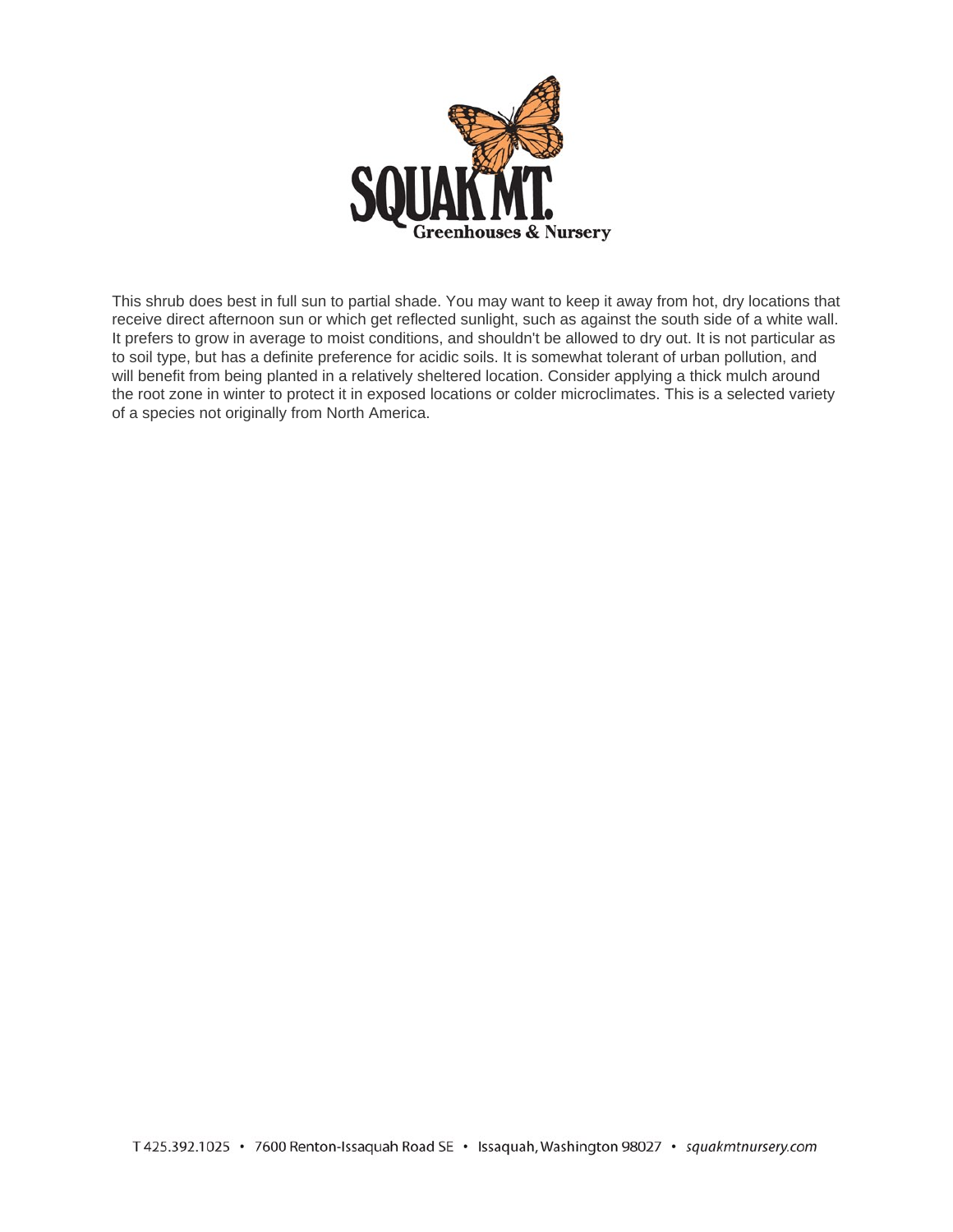This shrub does best in full sun to partial shade. You may want to keep it away from hot, dry locations that receive direct afternoon sun or which get reflected sunlight, such as against the south side of a white wall. It prefers to grow in average to moist conditions, and shouldn't be allowed to dry out. It is not particular as to soil type, but has a definite preference for acidic soils. It is somewhat tolerant of urban pollution, and will benefit from being planted in a relatively sheltered location. Consider applying a thick mulch around the root zone in winter to protect it in exposed locations or colder microclimates. This is a selected variety of a species not originally from North America.